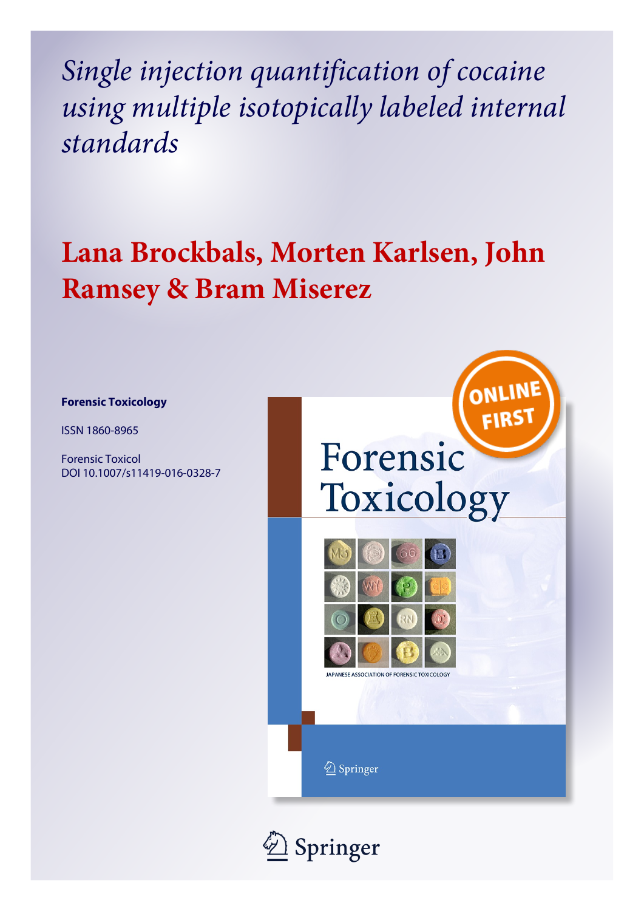# *Single injection quantification of cocaine using multiple isotopically labeled internal standards*

## Lana Brockbals, Morten Karlsen, John Ramsey & Bram Miserez

**Forensic Toxicology**

ISSN 1860-8965

Forensic Toxicol
DOI 10.1007/s11419-016-0328-7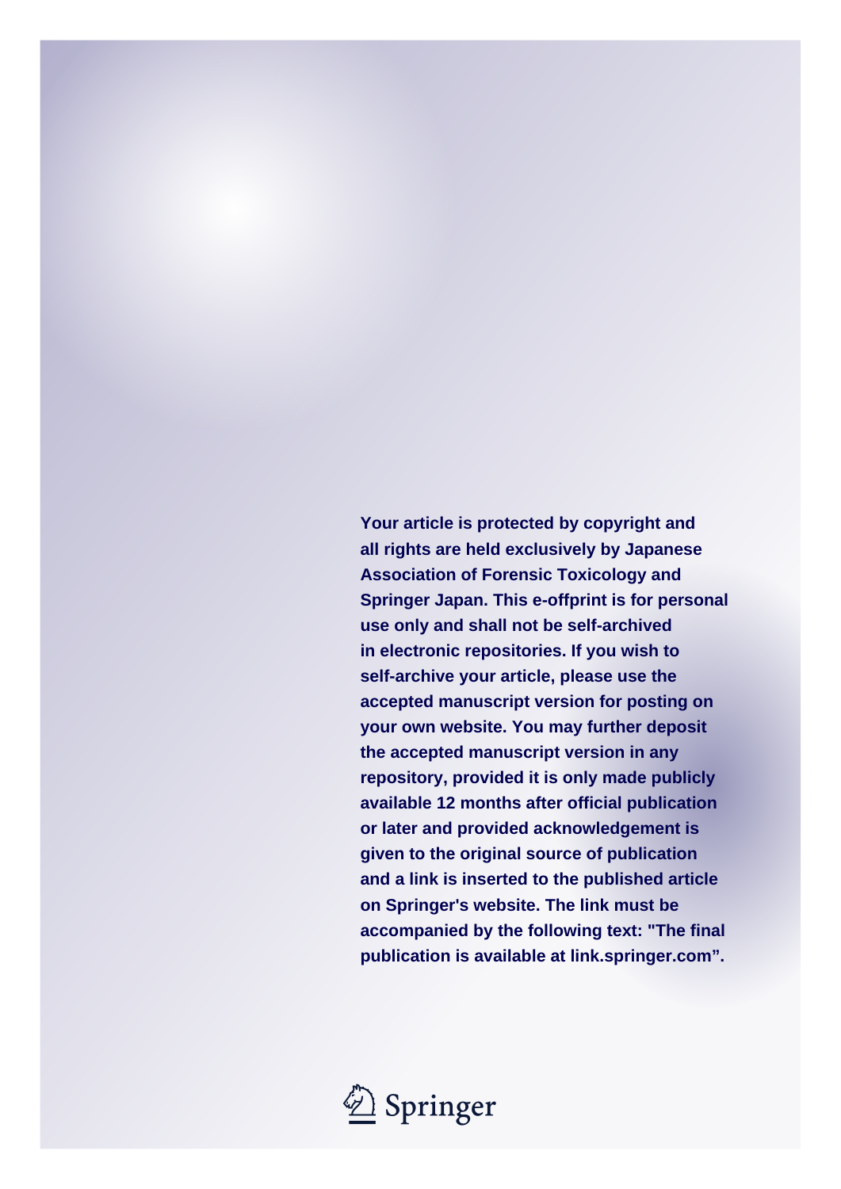**Your article is protected by copyright and all rights are held exclusively by Japanese Association of Forensic Toxicology and Springer Japan. This e-offprint is for personal use only and shall not be self-archived in electronic repositories. If you wish to self-archive your article, please use the accepted manuscript version for posting on your own website. You may further deposit the accepted manuscript version in any repository, provided it is only made publicly available 12 months after official publication or later and provided acknowledgement is given to the original source of publication and a link is inserted to the published article on Springer's website. The link must be accompanied by the following text: "The final publication is available at link.springer.com".**

Springer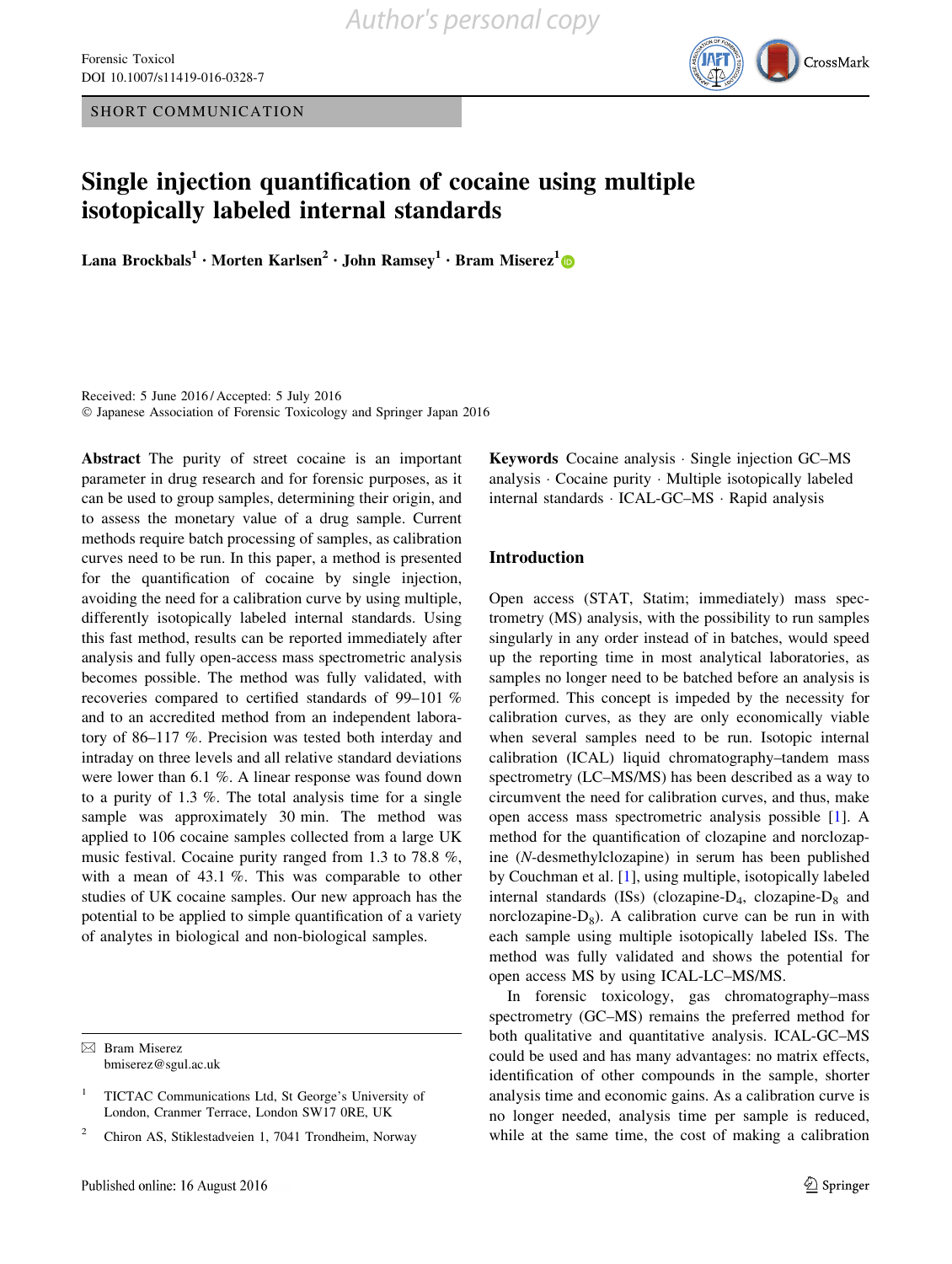Author's personal copy

SHORT COMMUNICATION

# Single injection quantification of cocaine using multiple isotopically labeled internal standards

**Lana Brockbals[1] · Morten Karlsen[2] · John Ramsey[1] · Bram Miserez[1]**

Received: 5 June 2016 / Accepted: 5 July 2016
© Japanese Association of Forensic Toxicology and Springer Japan 2016

**Abstract** The purity of street cocaine is an important parameter in drug research and for forensic purposes, as it can be used to group samples, determining their origin, and to assess the monetary value of a drug sample. Current methods require batch processing of samples, as calibration curves need to be run. In this paper, a method is presented for the quantification of cocaine by single injection, avoiding the need for a calibration curve by using multiple, differently isotopically labeled internal standards. Using this fast method, results can be reported immediately after analysis and fully open-access mass spectrometric analysis becomes possible. The method was fully validated, with recoveries compared to certified standards of 99–101 % and to an accredited method from an independent laboratory of 86–117 %. Precision was tested both interday and intraday on three levels and all relative standard deviations were lower than 6.1 %. A linear response was found down to a purity of 1.3 %. The total analysis time for a single sample was approximately 30 min. The method was applied to 106 cocaine samples collected from a large UK music festival. Cocaine purity ranged from 1.3 to 78.8 %, with a mean of 43.1 %. This was comparable to other studies of UK cocaine samples. Our new approach has the potential to be applied to simple quantification of a variety of analytes in biological and non-biological samples.

**Keywords** Cocaine analysis · Single injection GC–MS analysis · Cocaine purity · Multiple isotopically labeled internal standards · ICAL-GC–MS · Rapid analysis

## Introduction

Open access (STAT, Statim; immediately) mass spectrometry (MS) analysis, with the possibility to run samples singularly in any order instead of in batches, would speed up the reporting time in most analytical laboratories, as samples no longer need to be batched before an analysis is performed. This concept is impeded by the necessity for calibration curves, as they are only economically viable when several samples need to be run. Isotopic internal calibration (ICAL) liquid chromatography–tandem mass spectrometry (LC–MS/MS) has been described as a way to circumvent the need for calibration curves, and thus, make open access mass spectrometric analysis possible [1]. A method for the quantification of clozapine and norclozapine (*N*-desmethylclozapine) in serum has been published by Couchman et al. [1], using multiple, isotopically labeled internal standards (ISs) (clozapine-$D_4$, clozapine-$D_8$ and norclozapine-$D_8$). A calibration curve can be run in with each sample using multiple isotopically labeled ISs. The method was fully validated and shows the potential for open access MS by using ICAL-LC–MS/MS.

In forensic toxicology, gas chromatography–mass spectrometry (GC–MS) remains the preferred method for both qualitative and quantitative analysis. ICAL-GC–MS could be used and has many advantages: no matrix effects, identification of other compounds in the sample, shorter analysis time and economic gains. As a calibration curve is no longer needed, analysis time per sample is reduced, while at the same time, the cost of making a calibration

✉ Bram Miserez
bmiserez@sgul.ac.uk

[1] TICTAC Communications Ltd, St George's University of London, Cranmer Terrace, London SW17 0RE, UK

[2] Chiron AS, Stiklestadveien 1, 7041 Trondheim, Norway

Published online: 16 August 2016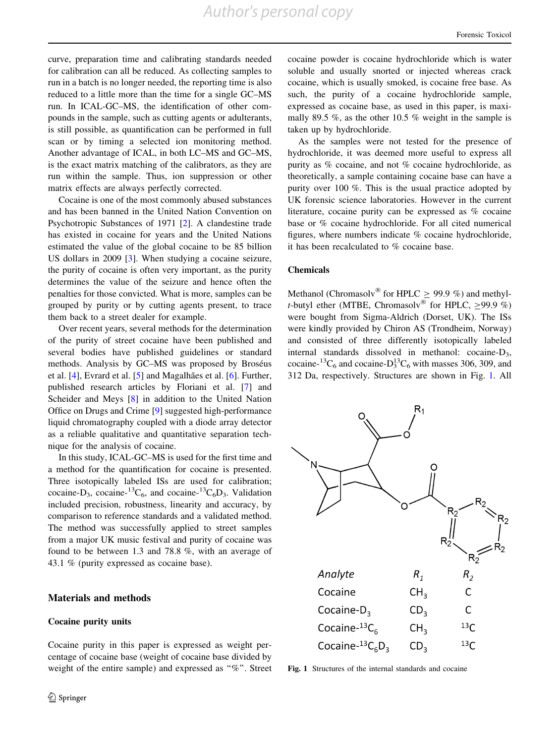curve, preparation time and calibrating standards needed for calibration can all be reduced. As collecting samples to run in a batch is no longer needed, the reporting time is also reduced to a little more than the time for a single GC–MS run. In ICAL-GC–MS, the identification of other compounds in the sample, such as cutting agents or adulterants, is still possible, as quantification can be performed in full scan or by timing a selected ion monitoring method. Another advantage of ICAL, in both LC–MS and GC–MS, is the exact matrix matching of the calibrators, as they are run within the sample. Thus, ion suppression or other matrix effects are always perfectly corrected.

Cocaine is one of the most commonly abused substances and has been banned in the United Nation Convention on Psychotropic Substances of 1971 [2]. A clandestine trade has existed in cocaine for years and the United Nations estimated the value of the global cocaine to be 85 billion US dollars in 2009 [3]. When studying a cocaine seizure, the purity of cocaine is often very important, as the purity determines the value of the seizure and hence often the penalties for those convicted. What is more, samples can be grouped by purity or by cutting agents present, to trace them back to a street dealer for example.

Over recent years, several methods for the determination of the purity of street cocaine have been published and several bodies have published guidelines or standard methods. Analysis by GC–MS was proposed by Broséus et al. [4], Evrard et al. [5] and Magalhães et al. [6]. Further, published research articles by Floriani et al. [7] and Scheider and Meys [8] in addition to the United Nation Office on Drugs and Crime [9] suggested high-performance liquid chromatography coupled with a diode array detector as a reliable qualitative and quantitative separation technique for the analysis of cocaine.

In this study, ICAL-GC–MS is used for the first time and a method for the quantification for cocaine is presented. Three isotopically labeled ISs are used for calibration; cocaine-$D_3$, cocaine-$^{13}C_6$, and cocaine-$^{13}C_6D_3$. Validation included precision, robustness, linearity and accuracy, by comparison to reference standards and a validated method. The method was successfully applied to street samples from a major UK music festival and purity of cocaine was found to be between 1.3 and 78.8 %, with an average of 43.1 % (purity expressed as cocaine base).

## Materials and methods

### Cocaine purity units

Cocaine purity in this paper is expressed as weight percentage of cocaine base (weight of cocaine base divided by weight of the entire sample) and expressed as "%". Street cocaine powder is cocaine hydrochloride which is water soluble and usually snorted or injected whereas crack cocaine, which is usually smoked, is cocaine free base. As such, the purity of a cocaine hydrochloride sample, expressed as cocaine base, as used in this paper, is maximally 89.5 %, as the other 10.5 % weight in the sample is taken up by hydrochloride.

As the samples were not tested for the presence of hydrochloride, it was deemed more useful to express all purity as % cocaine, and not % cocaine hydrochloride, as theoretically, a sample containing cocaine base can have a purity over 100 %. This is the usual practice adopted by UK forensic science laboratories. However in the current literature, cocaine purity can be expressed as % cocaine base or % cocaine hydrochloride. For all cited numerical figures, where numbers indicate % cocaine hydrochloride, it has been recalculated to % cocaine base.

### Chemicals

Methanol (Chromasolv® for HPLC ≥ 99.9 %) and methyl-*t*-butyl ether (MTBE, Chromasolv® for HPLC, ≥99.9 %) were bought from Sigma-Aldrich (Dorset, UK). The ISs were kindly provided by Chiron AS (Trondheim, Norway) and consisted of three differently isotopically labeled internal standards dissolved in methanol: cocaine-$D_3$, cocaine-$^{13}C_6$ and cocaine-$D_3^{13}C_6$ with masses 306, 309, and 312 Da, respectively. Structures are shown in Fig. 1. All

| Analyte | $R_1$ | $R_2$ |
|---|---|---|
| Cocaine | $CH_3$ | C |
| Cocaine-$D_3$ | $CD_3$ | C |
| Cocaine-$^{13}C_6$ | $CH_3$ | $^{13}C$ |
| Cocaine-$^{13}C_6D_3$ | $CD_3$ | $^{13}C$ |

Fig. 1 Structures of the internal standards and cocaine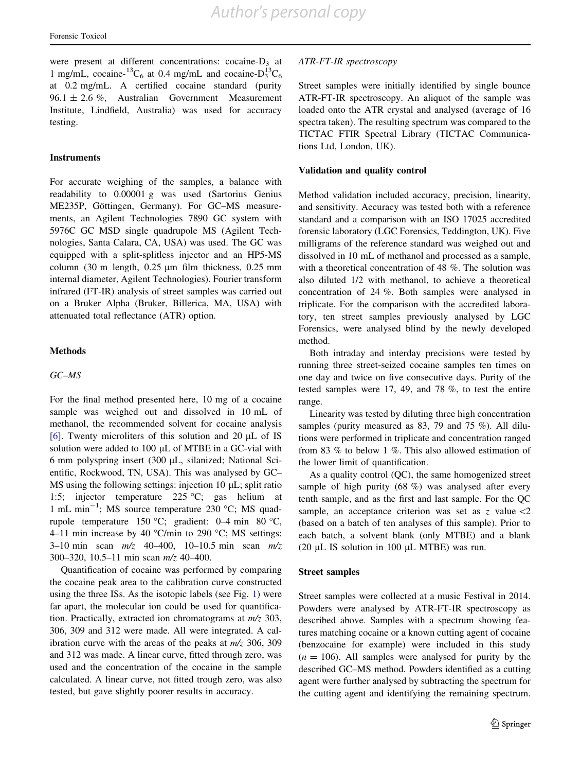were present at different concentrations: cocaine-$D_3$ at 1 mg/mL, cocaine-$^{13}C_6$ at 0.4 mg/mL and cocaine-$D_3^{13}C_6$ at 0.2 mg/mL. A certified cocaine standard (purity 96.1 ± 2.6 %, Australian Government Measurement Institute, Lindfield, Australia) was used for accuracy testing.

### Instruments

For accurate weighing of the samples, a balance with readability to 0.00001 g was used (Sartorius Genius ME235P, Göttingen, Germany). For GC–MS measurements, an Agilent Technologies 7890 GC system with 5976C GC MSD single quadrupole MS (Agilent Technologies, Santa Calara, CA, USA) was used. The GC was equipped with a split-splitless injector and an HP5-MS column (30 m length, 0.25 µm film thickness, 0.25 mm internal diameter, Agilent Technologies). Fourier transform infrared (FT-IR) analysis of street samples was carried out on a Bruker Alpha (Bruker, Billerica, MA, USA) with attenuated total reflectance (ATR) option.

## Methods

### *GC–MS*

For the final method presented here, 10 mg of a cocaine sample was weighed out and dissolved in 10 mL of methanol, the recommended solvent for cocaine analysis [6]. Twenty microliters of this solution and 20 µL of IS solution were added to 100 µL of MTBE in a GC-vial with 6 mm polyspring insert (300 µL, silanized; National Scientific, Rockwood, TN, USA). This was analysed by GC–MS using the following settings: injection 10 µL; split ratio 1:5; injector temperature 225 °C; gas helium at 1 mL $min^{-1}$; MS source temperature 230 °C; MS quadrupole temperature 150 °C; gradient: 0–4 min 80 °C, 4–11 min increase by 40 °C/min to 290 °C; MS settings: 3–10 min scan *m/z* 40–400, 10–10.5 min scan *m/z* 300–320, 10.5–11 min scan *m/z* 40–400.

Quantification of cocaine was performed by comparing the cocaine peak area to the calibration curve constructed using the three ISs. As the isotopic labels (see Fig. 1) were far apart, the molecular ion could be used for quantification. Practically, extracted ion chromatograms at *m/z* 303, 306, 309 and 312 were made. All were integrated. A calibration curve with the areas of the peaks at *m/z* 306, 309 and 312 was made. A linear curve, fitted through zero, was used and the concentration of the cocaine in the sample calculated. A linear curve, not fitted trough zero, was also tested, but gave slightly poorer results in accuracy.

### *ATR-FT-IR spectroscopy*

Street samples were initially identified by single bounce ATR-FT-IR spectroscopy. An aliquot of the sample was loaded onto the ATR crystal and analysed (average of 16 spectra taken). The resulting spectrum was compared to the TICTAC FTIR Spectral Library (TICTAC Communications Ltd, London, UK).

### Validation and quality control

Method validation included accuracy, precision, linearity, and sensitivity. Accuracy was tested both with a reference standard and a comparison with an ISO 17025 accredited forensic laboratory (LGC Forensics, Teddington, UK). Five milligrams of the reference standard was weighed out and dissolved in 10 mL of methanol and processed as a sample, with a theoretical concentration of 48 %. The solution was also diluted 1/2 with methanol, to achieve a theoretical concentration of 24 %. Both samples were analysed in triplicate. For the comparison with the accredited laboratory, ten street samples previously analysed by LGC Forensics, were analysed blind by the newly developed method.

Both intraday and interday precisions were tested by running three street-seized cocaine samples ten times on one day and twice on five consecutive days. Purity of the tested samples were 17, 49, and 78 %, to test the entire range.

Linearity was tested by diluting three high concentration samples (purity measured as 83, 79 and 75 %). All dilutions were performed in triplicate and concentration ranged from 83 % to below 1 %. This also allowed estimation of the lower limit of quantification.

As a quality control (QC), the same homogenized street sample of high purity (68 %) was analysed after every tenth sample, and as the first and last sample. For the QC sample, an acceptance criterion was set as $z$ value $<2$ (based on a batch of ten analyses of this sample). Prior to each batch, a solvent blank (only MTBE) and a blank (20 µL IS solution in 100 µL MTBE) was run.

### Street samples

Street samples were collected at a music Festival in 2014. Powders were analysed by ATR-FT-IR spectroscopy as described above. Samples with a spectrum showing features matching cocaine or a known cutting agent of cocaine (benzocaine for example) were included in this study ($n = 106$). All samples were analysed for purity by the described GC–MS method. Powders identified as a cutting agent were further analysed by subtracting the spectrum for the cutting agent and identifying the remaining spectrum.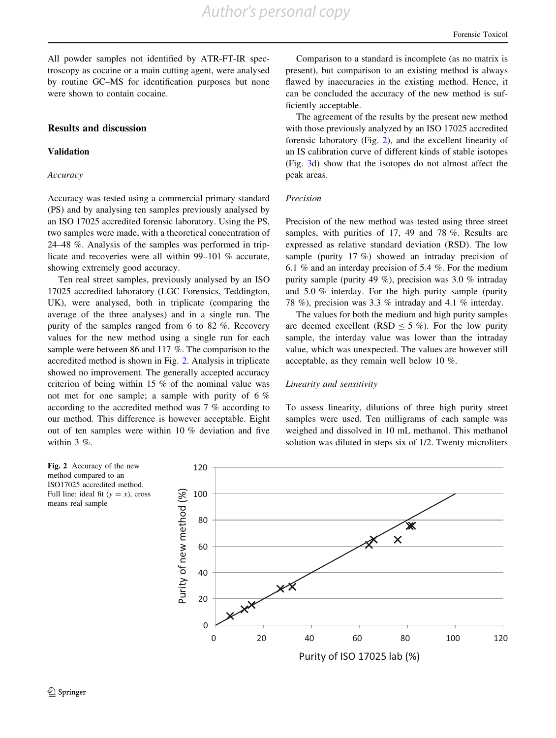All powder samples not identified by ATR-FT-IR spectroscopy as cocaine or a main cutting agent, were analysed by routine GC–MS for identification purposes but none were shown to contain cocaine.

## Results and discussion

### Validation

*Accuracy*

Accuracy was tested using a commercial primary standard (PS) and by analysing ten samples previously analysed by an ISO 17025 accredited forensic laboratory. Using the PS, two samples were made, with a theoretical concentration of 24–48 %. Analysis of the samples was performed in triplicate and recoveries were all within 99–101 % accurate, showing extremely good accuracy.

Ten real street samples, previously analysed by an ISO 17025 accredited laboratory (LGC Forensics, Teddington, UK), were analysed, both in triplicate (comparing the average of the three analyses) and in a single run. The purity of the samples ranged from 6 to 82 %. Recovery values for the new method using a single run for each sample were between 86 and 117 %. The comparison to the accredited method is shown in Fig. 2. Analysis in triplicate showed no improvement. The generally accepted accuracy criterion of being within 15 % of the nominal value was not met for one sample; a sample with purity of 6 % according to the accredited method was 7 % according to our method. This difference is however acceptable. Eight out of ten samples were within 10 % deviation and five within 3 %.

Comparison to a standard is incomplete (as no matrix is present), but comparison to an existing method is always flawed by inaccuracies in the existing method. Hence, it can be concluded the accuracy of the new method is sufficiently acceptable.

The agreement of the results by the present new method with those previously analyzed by an ISO 17025 accredited forensic laboratory (Fig. 2), and the excellent linearity of an IS calibration curve of different kinds of stable isotopes (Fig. 3d) show that the isotopes do not almost affect the peak areas.

*Precision*

Precision of the new method was tested using three street samples, with purities of 17, 49 and 78 %. Results are expressed as relative standard deviation (RSD). The low sample (purity 17 %) showed an intraday precision of 6.1 % and an interday precision of 5.4 %. For the medium purity sample (purity 49 %), precision was 3.0 % intraday and 5.0 % interday. For the high purity sample (purity 78 %), precision was 3.3 % intraday and 4.1 % interday.

The values for both the medium and high purity samples are deemed excellent (RSD $\leq$ 5 %). For the low purity sample, the interday value was lower than the intraday value, which was unexpected. The values are however still acceptable, as they remain well below 10 %.

*Linearity and sensitivity*

To assess linearity, dilutions of three high purity street samples were used. Ten milligrams of each sample was weighed and dissolved in 10 mL methanol. This methanol solution was diluted in steps six of 1/2. Twenty microliters

**Fig. 2** Accuracy of the new method compared to an ISO17025 accredited method. Full line: ideal fit ($y = x$), cross means real sample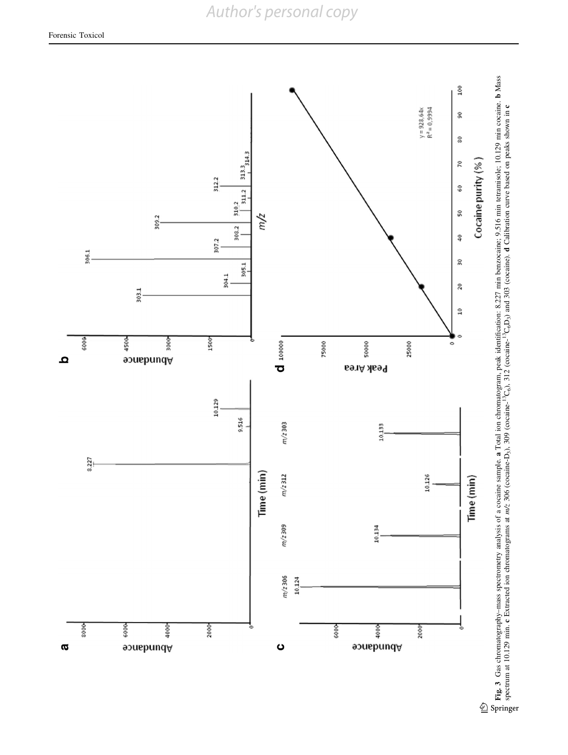**Fig. 3** Gas chromatography–mass spectrometry analysis of a cocaine sample. **a** Total ion chromatogram, peak identification: 8.227 min benzocaine; 9.516 min tetramisole; 10.129 min cocaine. **b** Mass spectrum at 10.129 min. **c** Extracted ion chromatograms at *m/z* 306 (cocaine-$D_3$), 309 (cocaine-$^{13}C_6$), 312 (cocaine-$^{13}C_6D_3$) and 303 (cocaine). **d** Calibration curve based on peaks shown in **c**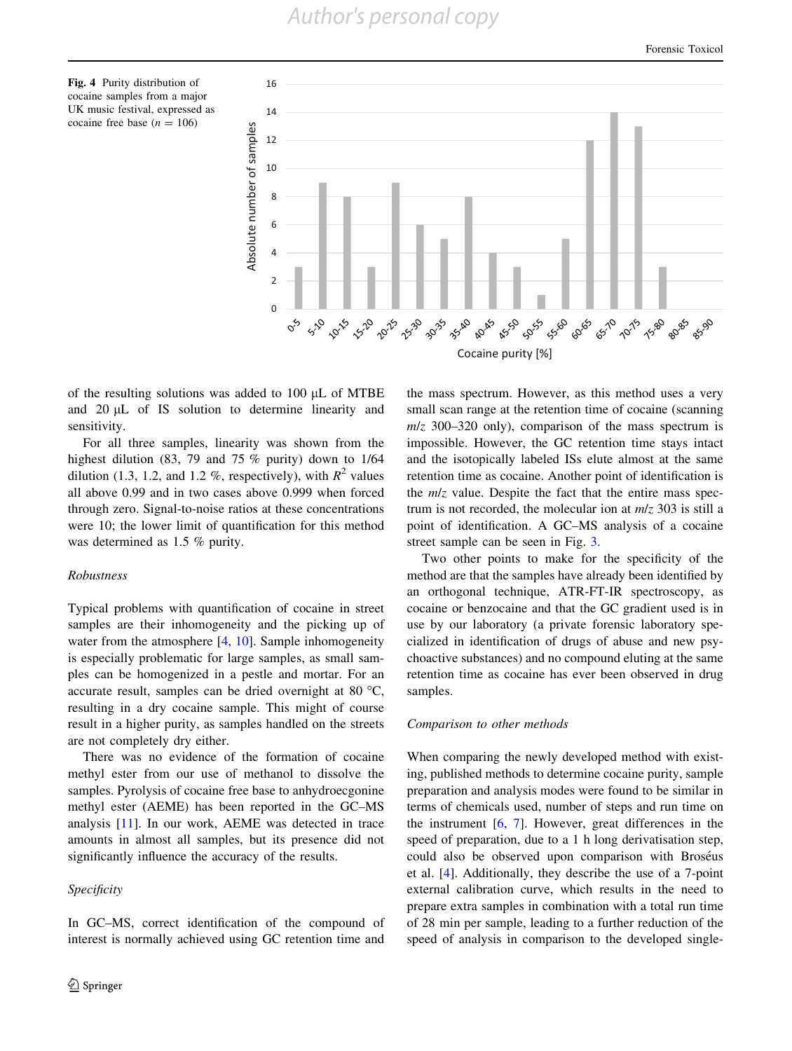Fig. 4 Purity distribution of cocaine samples from a major UK music festival, expressed as cocaine free base ($n = 106$)

of the resulting solutions was added to 100 μL of MTBE and 20 μL of IS solution to determine linearity and sensitivity.

For all three samples, linearity was shown from the highest dilution (83, 79 and 75 % purity) down to 1/64 dilution (1.3, 1.2, and 1.2 %, respectively), with $R^2$ values all above 0.99 and in two cases above 0.999 when forced through zero. Signal-to-noise ratios at these concentrations were 10; the lower limit of quantification for this method was determined as 1.5 % purity.

*Robustness*

Typical problems with quantification of cocaine in street samples are their inhomogeneity and the picking up of water from the atmosphere [4, 10]. Sample inhomogeneity is especially problematic for large samples, as small samples can be homogenized in a pestle and mortar. For an accurate result, samples can be dried overnight at 80 °C, resulting in a dry cocaine sample. This might of course result in a higher purity, as samples handled on the streets are not completely dry either.

There was no evidence of the formation of cocaine methyl ester from our use of methanol to dissolve the samples. Pyrolysis of cocaine free base to anhydroecgonine methyl ester (AEME) has been reported in the GC–MS analysis [11]. In our work, AEME was detected in trace amounts in almost all samples, but its presence did not significantly influence the accuracy of the results.

*Specificity*

In GC–MS, correct identification of the compound of interest is normally achieved using GC retention time and the mass spectrum. However, as this method uses a very small scan range at the retention time of cocaine (scanning $m/z$ 300–320 only), comparison of the mass spectrum is impossible. However, the GC retention time stays intact and the isotopically labeled ISs elute almost at the same retention time as cocaine. Another point of identification is the $m/z$ value. Despite the fact that the entire mass spectrum is not recorded, the molecular ion at $m/z$ 303 is still a point of identification. A GC–MS analysis of a cocaine street sample can be seen in Fig. 3.

Two other points to make for the specificity of the method are that the samples have already been identified by an orthogonal technique, ATR-FT-IR spectroscopy, as cocaine or benzocaine and that the GC gradient used is in use by our laboratory (a private forensic laboratory specialized in identification of drugs of abuse and new psychoactive substances) and no compound eluting at the same retention time as cocaine has ever been observed in drug samples.

*Comparison to other methods*

When comparing the newly developed method with existing, published methods to determine cocaine purity, sample preparation and analysis modes were found to be similar in terms of chemicals used, number of steps and run time on the instrument [6, 7]. However, great differences in the speed of preparation, due to a 1 h long derivatisation step, could also be observed upon comparison with Broséus et al. [4]. Additionally, they describe the use of a 7-point external calibration curve, which results in the need to prepare extra samples in combination with a total run time of 28 min per sample, leading to a further reduction of the speed of analysis in comparison to the developed single-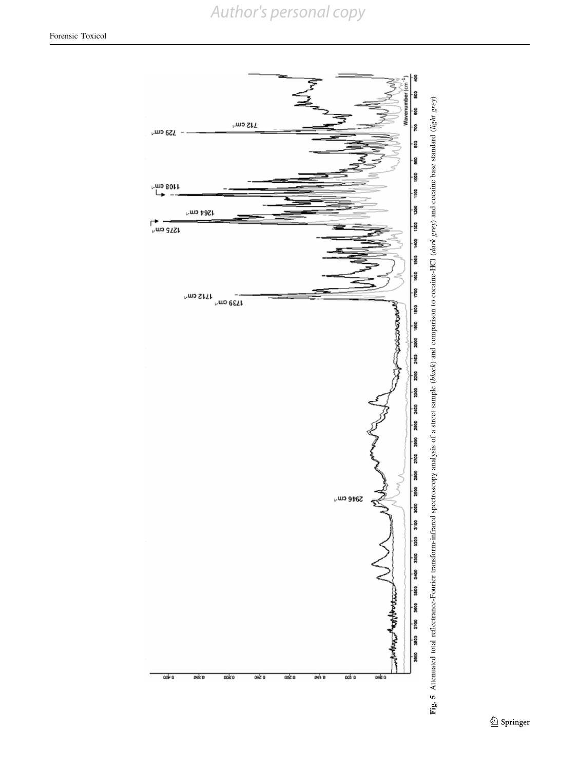**Fig. 5** Attenuated total reflectance-Fourier transform-infrared spectroscopy analysis of a street sample (*black*) and comparison to cocaine-HCl (*dark grey*) and cocaine base standard (*light grey*)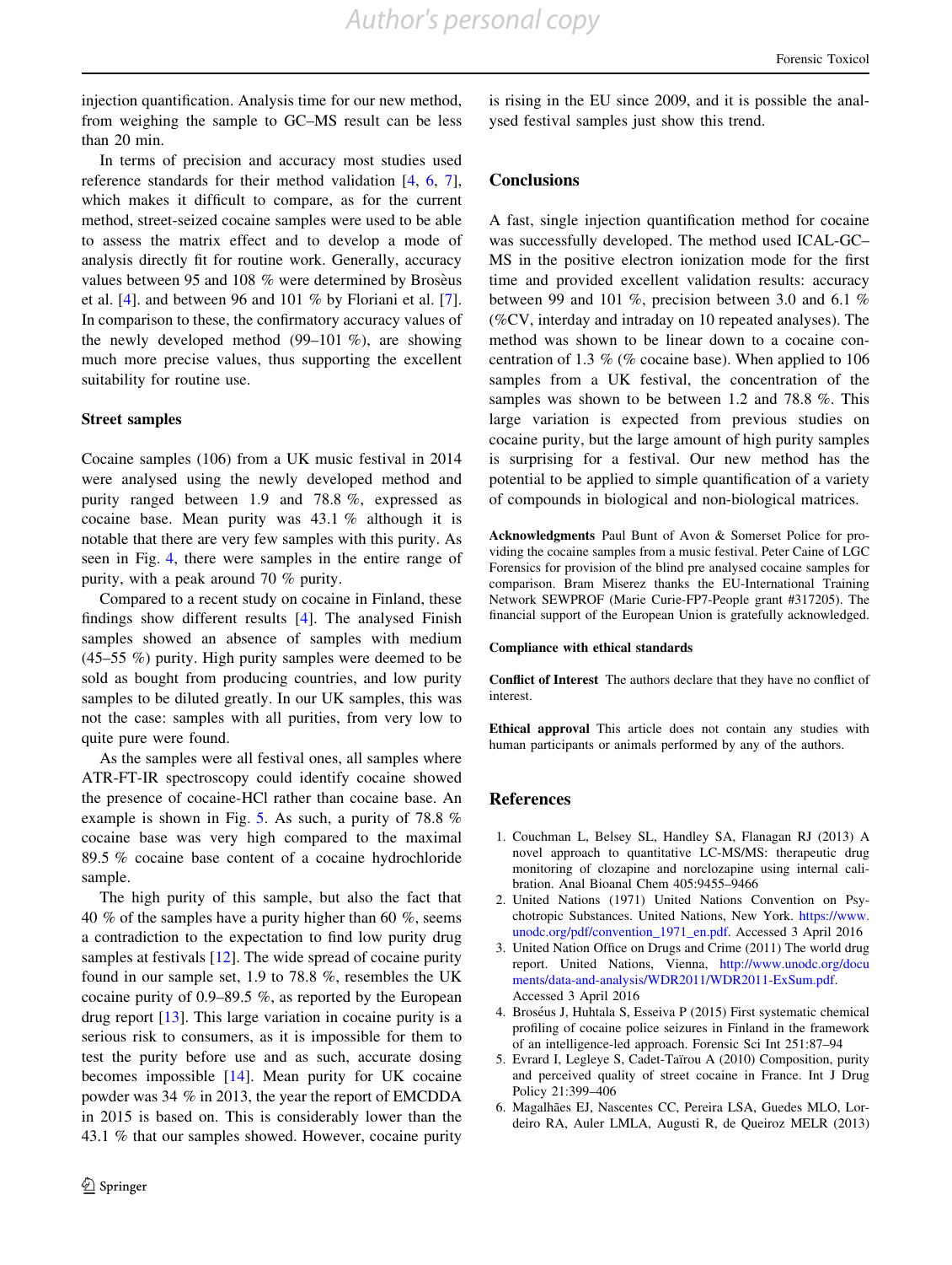injection quantification. Analysis time for our new method, from weighing the sample to GC–MS result can be less than 20 min.

In terms of precision and accuracy most studies used reference standards for their method validation [4, 6, 7], which makes it difficult to compare, as for the current method, street-seized cocaine samples were used to be able to assess the matrix effect and to develop a mode of analysis directly fit for routine work. Generally, accuracy values between 95 and 108 % were determined by Brosèus et al. [4]. and between 96 and 101 % by Floriani et al. [7]. In comparison to these, the confirmatory accuracy values of the newly developed method (99–101 %), are showing much more precise values, thus supporting the excellent suitability for routine use.

### Street samples

Cocaine samples (106) from a UK music festival in 2014 were analysed using the newly developed method and purity ranged between 1.9 and 78.8 %, expressed as cocaine base. Mean purity was 43.1 % although it is notable that there are very few samples with this purity. As seen in Fig. 4, there were samples in the entire range of purity, with a peak around 70 % purity.

Compared to a recent study on cocaine in Finland, these findings show different results [4]. The analysed Finish samples showed an absence of samples with medium (45–55 %) purity. High purity samples were deemed to be sold as bought from producing countries, and low purity samples to be diluted greatly. In our UK samples, this was not the case: samples with all purities, from very low to quite pure were found.

As the samples were all festival ones, all samples where ATR-FT-IR spectroscopy could identify cocaine showed the presence of cocaine-HCl rather than cocaine base. An example is shown in Fig. 5. As such, a purity of 78.8 % cocaine base was very high compared to the maximal 89.5 % cocaine base content of a cocaine hydrochloride sample.

The high purity of this sample, but also the fact that 40 % of the samples have a purity higher than 60 %, seems a contradiction to the expectation to find low purity drug samples at festivals [12]. The wide spread of cocaine purity found in our sample set, 1.9 to 78.8 %, resembles the UK cocaine purity of 0.9–89.5 %, as reported by the European drug report [13]. This large variation in cocaine purity is a serious risk to consumers, as it is impossible for them to test the purity before use and as such, accurate dosing becomes impossible [14]. Mean purity for UK cocaine powder was 34 % in 2013, the year the report of EMCDDA in 2015 is based on. This is considerably lower than the 43.1 % that our samples showed. However, cocaine purity is rising in the EU since 2009, and it is possible the analysed festival samples just show this trend.

## Conclusions

A fast, single injection quantification method for cocaine was successfully developed. The method used ICAL-GC–MS in the positive electron ionization mode for the first time and provided excellent validation results: accuracy between 99 and 101 %, precision between 3.0 and 6.1 % (%CV, interday and intraday on 10 repeated analyses). The method was shown to be linear down to a cocaine concentration of 1.3 % (% cocaine base). When applied to 106 samples from a UK festival, the concentration of the samples was shown to be between 1.2 and 78.8 %. This large variation is expected from previous studies on cocaine purity, but the large amount of high purity samples is surprising for a festival. Our new method has the potential to be applied to simple quantification of a variety of compounds in biological and non-biological matrices.

**Acknowledgments** Paul Bunt of Avon & Somerset Police for providing the cocaine samples from a music festival. Peter Caine of LGC Forensics for provision of the blind pre analysed cocaine samples for comparison. Bram Miserez thanks the EU-International Training Network SEWPROF (Marie Curie-FP7-People grant #317205). The financial support of the European Union is gratefully acknowledged.

**Compliance with ethical standards**

**Conflict of Interest** The authors declare that they have no conflict of interest.

**Ethical approval** This article does not contain any studies with human participants or animals performed by any of the authors.

## References

1. Couchman L, Belsey SL, Handley SA, Flanagan RJ (2013) A novel approach to quantitative LC-MS/MS: therapeutic drug monitoring of clozapine and norclozapine using internal calibration. Anal Bioanal Chem 405:9455–9466
2. United Nations (1971) United Nations Convention on Psychotropic Substances. United Nations, New York. https://www.unodc.org/pdf/convention_1971_en.pdf. Accessed 3 April 2016
3. United Nation Office on Drugs and Crime (2011) The world drug report. United Nations, Vienna, http://www.unodc.org/documents/data-and-analysis/WDR2011/WDR2011-ExSum.pdf. Accessed 3 April 2016
4. Broséus J, Huhtala S, Esseiva P (2015) First systematic chemical profiling of cocaine police seizures in Finland in the framework of an intelligence-led approach. Forensic Sci Int 251:87–94
5. Evrard I, Legleye S, Cadet-Taïrou A (2010) Composition, purity and perceived quality of street cocaine in France. Int J Drug Policy 21:399–406
6. Magalhães EJ, Nascentes CC, Pereira LSA, Guedes MLO, Lordeiro RA, Auler LMLA, Augusti R, de Queiroz MELR (2013)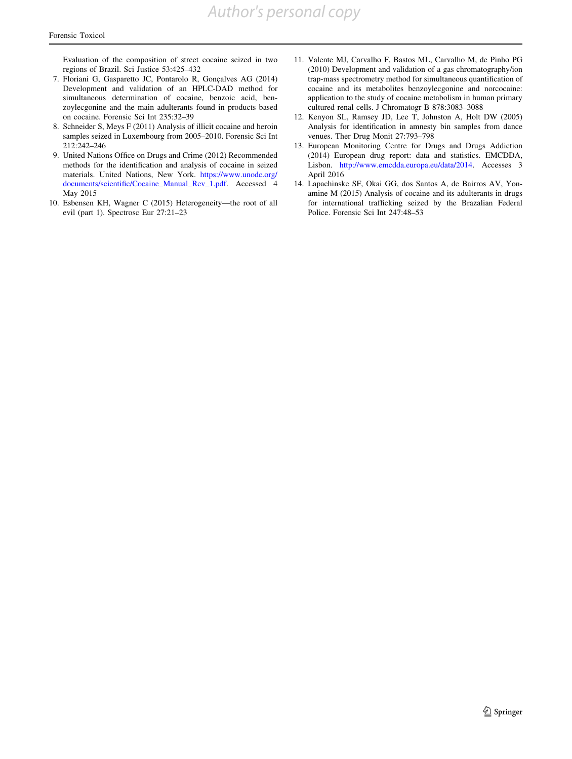Evaluation of the composition of street cocaine seized in two regions of Brazil. Sci Justice 53:425–432

7. Floriani G, Gasparetto JC, Pontarolo R, Gonçalves AG (2014) Development and validation of an HPLC-DAD method for simultaneous determination of cocaine, benzoic acid, benzoylecgonine and the main adulterants found in products based on cocaine. Forensic Sci Int 235:32–39
8. Schneider S, Meys F (2011) Analysis of illicit cocaine and heroin samples seized in Luxembourg from 2005–2010. Forensic Sci Int 212:242–246
9. United Nations Office on Drugs and Crime (2012) Recommended methods for the identification and analysis of cocaine in seized materials. United Nations, New York. https://www.unodc.org/documents/scientific/Cocaine_Manual_Rev_1.pdf. Accessed 4 May 2015
10. Esbensen KH, Wagner C (2015) Heterogeneity—the root of all evil (part 1). Spectrosc Eur 27:21–23
11. Valente MJ, Carvalho F, Bastos ML, Carvalho M, de Pinho PG (2010) Development and validation of a gas chromatography/ion trap-mass spectrometry method for simultaneous quantification of cocaine and its metabolites benzoylecgonine and norcocaine: application to the study of cocaine metabolism in human primary cultured renal cells. J Chromatogr B 878:3083–3088
12. Kenyon SL, Ramsey JD, Lee T, Johnston A, Holt DW (2005) Analysis for identification in amnesty bin samples from dance venues. Ther Drug Monit 27:793–798
13. European Monitoring Centre for Drugs and Drugs Addiction (2014) European drug report: data and statistics. EMCDDA, Lisbon. http://www.emcdda.europa.eu/data/2014. Accesses 3 April 2016
14. Lapachinske SF, Okai GG, dos Santos A, de Bairros AV, Yonamine M (2015) Analysis of cocaine and its adulterants in drugs for international trafficking seized by the Brazalian Federal Police. Forensic Sci Int 247:48–53